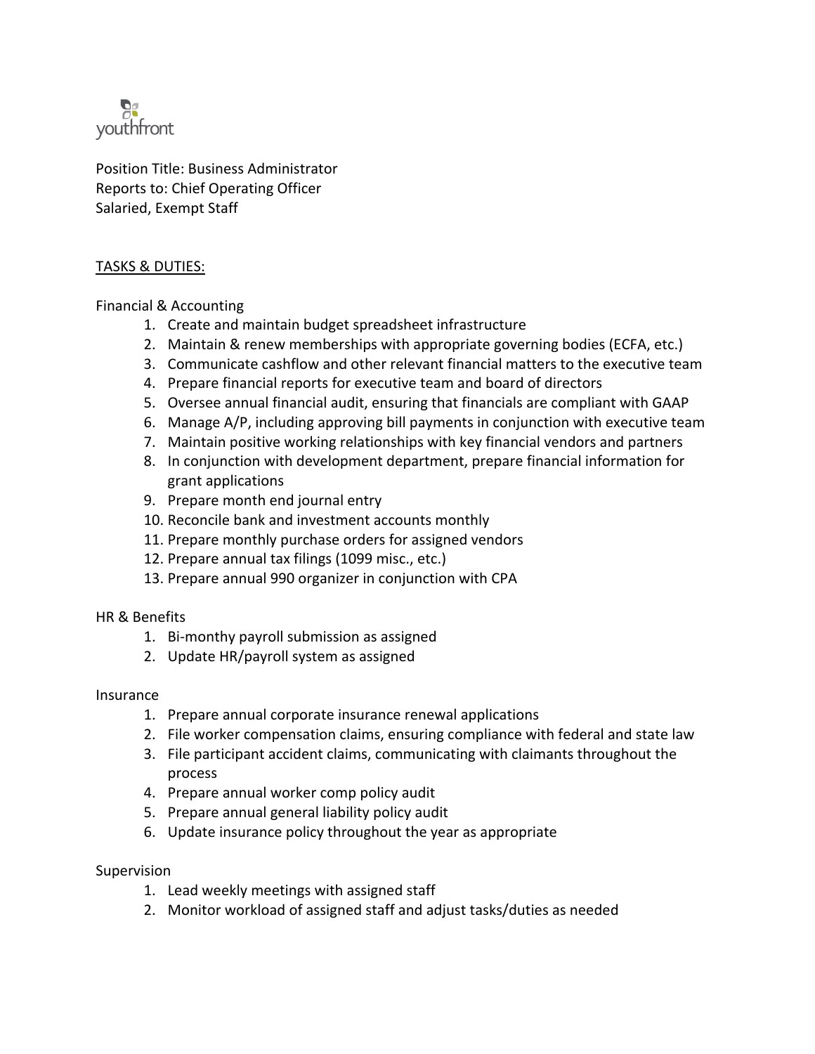youthfront

Position Title: Business Administrator
Reports to: Chief Operating Officer
Salaried, Exempt Staff

<u>TASKS & DUTIES:</u>

Financial & Accounting

1. Create and maintain budget spreadsheet infrastructure
2. Maintain & renew memberships with appropriate governing bodies (ECFA, etc.)
3. Communicate cashflow and other relevant financial matters to the executive team
4. Prepare financial reports for executive team and board of directors
5. Oversee annual financial audit, ensuring that financials are compliant with GAAP
6. Manage A/P, including approving bill payments in conjunction with executive team
7. Maintain positive working relationships with key financial vendors and partners
8. In conjunction with development department, prepare financial information for grant applications
9. Prepare month end journal entry
10. Reconcile bank and investment accounts monthly
11. Prepare monthly purchase orders for assigned vendors
12. Prepare annual tax filings (1099 misc., etc.)
13. Prepare annual 990 organizer in conjunction with CPA

HR & Benefits

1. Bi-monthy payroll submission as assigned
2. Update HR/payroll system as assigned

Insurance

1. Prepare annual corporate insurance renewal applications
2. File worker compensation claims, ensuring compliance with federal and state law
3. File participant accident claims, communicating with claimants throughout the process
4. Prepare annual worker comp policy audit
5. Prepare annual general liability policy audit
6. Update insurance policy throughout the year as appropriate

Supervision

1. Lead weekly meetings with assigned staff
2. Monitor workload of assigned staff and adjust tasks/duties as needed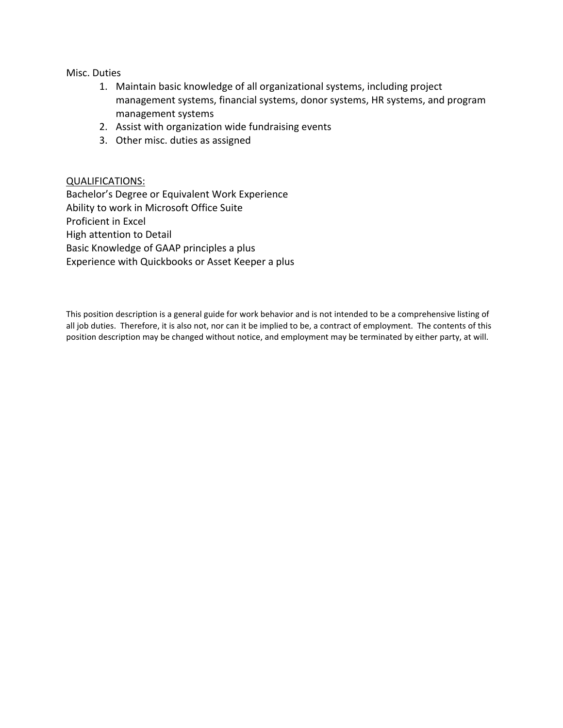Misc. Duties

1. Maintain basic knowledge of all organizational systems, including project management systems, financial systems, donor systems, HR systems, and program management systems
2. Assist with organization wide fundraising events
3. Other misc. duties as assigned

<u>QUALIFICATIONS:</u>

Bachelor's Degree or Equivalent Work Experience
Ability to work in Microsoft Office Suite
Proficient in Excel
High attention to Detail
Basic Knowledge of GAAP principles a plus
Experience with Quickbooks or Asset Keeper a plus

This position description is a general guide for work behavior and is not intended to be a comprehensive listing of all job duties. Therefore, it is also not, nor can it be implied to be, a contract of employment. The contents of this position description may be changed without notice, and employment may be terminated by either party, at will.